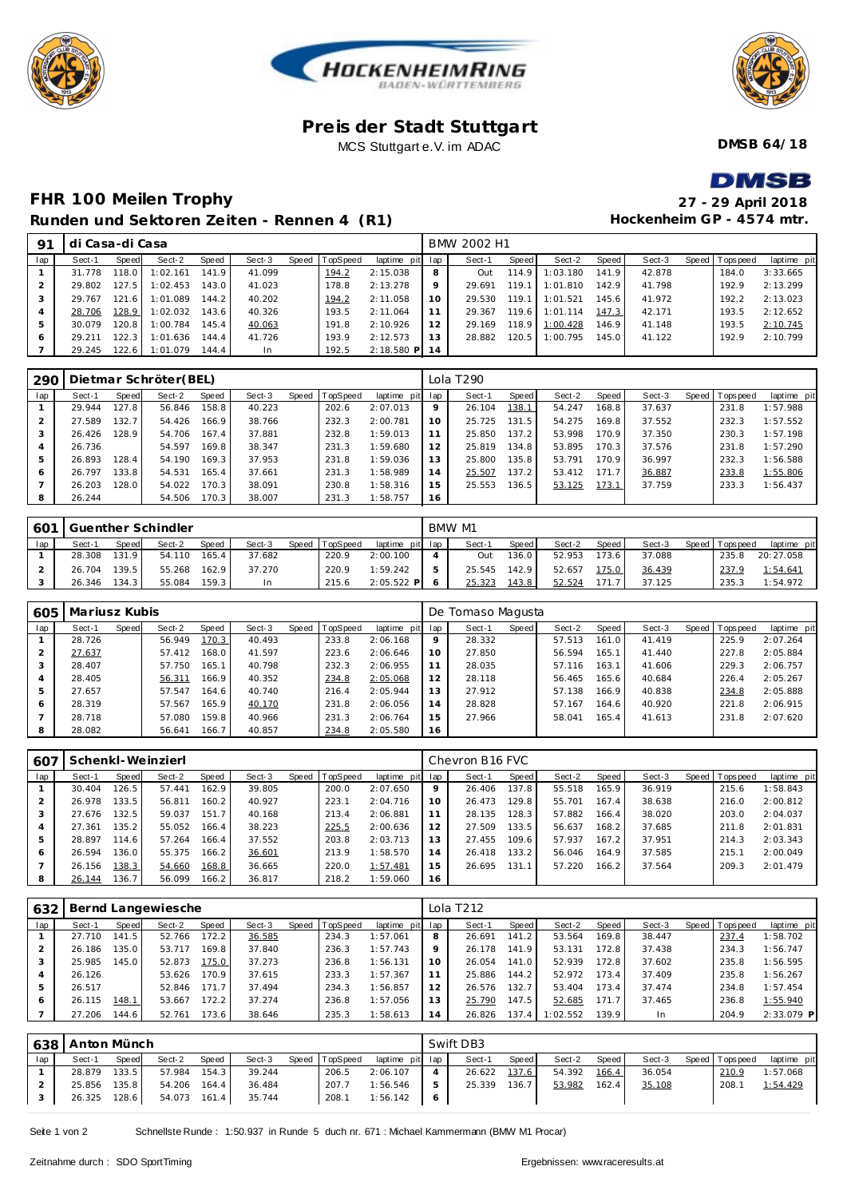# Preis der Stadt Stuttgart

MCS Stuttgart e.V. im ADAC

**DMSB 64/18**

## FHR 100 Meilen Trophy

**27 - 29 April 2018**

### Runden und Sektoren Zeiten - Rennen 4 (R1)

**Hockenheim GP - 4574 mtr.**

| 91 | di Casa-di Casa | | | | | | | | BMW 2002 H1 | | | | | | | | |
|---|---|---|---|---|---|---|---|---|---|---|---|---|---|---|---|---|---|
| lap | Sect-1 | Speed | Sect-2 | Speed | Sect-3 | Speed | TopSpeed | laptime pit | lap | Sect-1 | Speed | Sect-2 | Speed | Sect-3 | Speed | Topspeed | laptime pit |
| 1 | 31.778 | 118.0 | 1:02.161 | 141.9 | 41.099 | | 194.2 | 2:15.038 | 8 | Out | 114.9 | 1:03.180 | 141.9 | 42.878 | | 184.0 | 3:33.665 |
| 2 | 29.802 | 127.5 | 1:02.453 | 143.0 | 41.023 | | 178.8 | 2:13.278 | 9 | 29.691 | 119.1 | 1:01.810 | 142.9 | 41.798 | | 192.9 | 2:13.299 |
| 3 | 29.767 | 121.6 | 1:01.089 | 144.2 | 40.202 | | 194.2 | 2:11.058 | 10 | 29.530 | 119.1 | 1:01.521 | 145.6 | 41.972 | | 192.2 | 2:13.023 |
| 4 | 28.706 | 128.9 | 1:02.032 | 143.6 | 40.326 | | 193.5 | 2:11.064 | 11 | 29.367 | 119.6 | 1:01.114 | 147.3 | 42.171 | | 193.5 | 2:12.652 |
| 5 | 30.079 | 120.8 | 1:00.784 | 145.4 | 40.063 | | 191.8 | 2:10.926 | 12 | 29.169 | 118.9 | 1:00.428 | 146.9 | 41.148 | | 193.5 | 2:10.745 |
| 6 | 29.211 | 122.3 | 1:01.636 | 144.4 | 41.726 | | 193.9 | 2:12.573 | 13 | 28.882 | 120.5 | 1:00.795 | 145.0 | 41.122 | | 192.9 | 2:10.799 |
| 7 | 29.245 | 122.6 | 1:01.079 | 144.4 | In | | 192.5 | 2:18.580 P | 14 | | | | | | | | |

| 290 | Dietmar Schröter(BEL) | | | | | | | | Lola T290 | | | | | | | | |
|---|---|---|---|---|---|---|---|---|---|---|---|---|---|---|---|---|---|
| lap | Sect-1 | Speed | Sect-2 | Speed | Sect-3 | Speed | TopSpeed | laptime pit | lap | Sect-1 | Speed | Sect-2 | Speed | Sect-3 | Speed | Topspeed | laptime pit |
| 1 | 29.944 | 127.8 | 56.846 | 158.8 | 40.223 | | 202.6 | 2:07.013 | 9 | 26.104 | 138.1 | 54.247 | 168.8 | 37.637 | | 231.8 | 1:57.988 |
| 2 | 27.589 | 132.7 | 54.426 | 166.9 | 38.766 | | 232.3 | 2:00.781 | 10 | 25.725 | 131.5 | 54.275 | 169.8 | 37.552 | | 232.3 | 1:57.552 |
| 3 | 26.426 | 128.9 | 54.706 | 167.4 | 37.881 | | 232.8 | 1:59.013 | 11 | 25.850 | 137.2 | 53.998 | 170.9 | 37.350 | | 230.3 | 1:57.198 |
| 4 | 26.736 | | 54.597 | 169.8 | 38.347 | | 231.3 | 1:59.680 | 12 | 25.819 | 134.8 | 53.895 | 170.3 | 37.576 | | 231.8 | 1:57.290 |
| 5 | 26.893 | 128.4 | 54.190 | 169.3 | 37.953 | | 231.8 | 1:59.036 | 13 | 25.800 | 135.8 | 53.791 | 170.9 | 36.997 | | 232.3 | 1:56.588 |
| 6 | 26.797 | 133.8 | 54.531 | 165.4 | 37.661 | | 231.3 | 1:58.989 | 14 | 25.507 | 137.2 | 53.412 | 171.7 | 36.887 | | 233.8 | 1:55.806 |
| 7 | 26.203 | 128.0 | 54.022 | 170.3 | 38.091 | | 230.8 | 1:58.316 | 15 | 25.553 | 136.5 | 53.125 | 173.1 | 37.759 | | 233.3 | 1:56.437 |
| 8 | 26.244 | | 54.506 | 170.3 | 38.007 | | 231.3 | 1:58.757 | 16 | | | | | | | | |

| 601 | Guenther Schindler | | | | | | | | BMW M1 | | | | | | | | |
|---|---|---|---|---|---|---|---|---|---|---|---|---|---|---|---|---|---|
| lap | Sect-1 | Speed | Sect-2 | Speed | Sect-3 | Speed | TopSpeed | laptime pit | lap | Sect-1 | Speed | Sect-2 | Speed | Sect-3 | Speed | Topspeed | laptime pit |
| 1 | 28.308 | 131.9 | 54.110 | 165.4 | 37.682 | | 220.9 | 2:00.100 | 4 | Out | 136.0 | 52.953 | 173.6 | 37.088 | | 235.8 | 20:27.058 |
| 2 | 26.704 | 139.5 | 55.268 | 162.9 | 37.270 | | 220.9 | 1:59.242 | 5 | 25.545 | 142.9 | 52.657 | 175.0 | 36.439 | | 237.9 | 1:54.641 |
| 3 | 26.346 | 134.3 | 55.084 | 159.3 | In | | 215.6 | 2:05.522 P | 6 | 25.323 | 143.8 | 52.524 | 171.7 | 37.125 | | 235.3 | 1:54.972 |

| 605 | Mariusz Kubis | | | | | | | | De Tomaso Magusta | | | | | | | | |
|---|---|---|---|---|---|---|---|---|---|---|---|---|---|---|---|---|---|
| lap | Sect-1 | Speed | Sect-2 | Speed | Sect-3 | Speed | TopSpeed | laptime pit | lap | Sect-1 | Speed | Sect-2 | Speed | Sect-3 | Speed | Topspeed | laptime pit |
| 1 | 28.726 | | 56.949 | 170.3 | 40.493 | | 233.8 | 2:06.168 | 9 | 28.332 | | 57.513 | 161.0 | 41.419 | | 225.9 | 2:07.264 |
| 2 | 27.637 | | 57.412 | 168.0 | 41.597 | | 223.6 | 2:06.646 | 10 | 27.850 | | 56.594 | 165.1 | 41.440 | | 227.8 | 2:05.884 |
| 3 | 28.407 | | 57.750 | 165.1 | 40.798 | | 232.3 | 2:06.955 | 11 | 28.035 | | 57.116 | 163.1 | 41.606 | | 229.3 | 2:06.757 |
| 4 | 28.405 | | 56.311 | 166.9 | 40.352 | | 234.8 | 2:05.068 | 12 | 28.118 | | 56.465 | 165.6 | 40.684 | | 226.4 | 2:05.267 |
| 5 | 27.657 | | 57.547 | 164.6 | 40.740 | | 216.4 | 2:05.944 | 13 | 27.912 | | 57.138 | 166.9 | 40.838 | | 234.8 | 2:05.888 |
| 6 | 28.319 | | 57.567 | 165.9 | 40.170 | | 231.8 | 2:06.056 | 14 | 28.828 | | 57.167 | 164.6 | 40.920 | | 221.8 | 2:06.915 |
| 7 | 28.718 | | 57.080 | 159.8 | 40.966 | | 231.3 | 2:06.764 | 15 | 27.966 | | 58.041 | 165.4 | 41.613 | | 231.8 | 2:07.620 |
| 8 | 28.082 | | 56.641 | 166.7 | 40.857 | | 234.8 | 2:05.580 | 16 | | | | | | | | |

| 607 | Schenkl-Weinzierl | | | | | | | | Chevron B16 FVC | | | | | | | | |
|---|---|---|---|---|---|---|---|---|---|---|---|---|---|---|---|---|---|
| lap | Sect-1 | Speed | Sect-2 | Speed | Sect-3 | Speed | TopSpeed | laptime pit | lap | Sect-1 | Speed | Sect-2 | Speed | Sect-3 | Speed | Topspeed | laptime pit |
| 1 | 30.404 | 126.5 | 57.441 | 162.9 | 39.805 | | 200.0 | 2:07.650 | 9 | 26.406 | 137.8 | 55.518 | 165.9 | 36.919 | | 215.6 | 1:58.843 |
| 2 | 26.978 | 133.5 | 56.811 | 160.2 | 40.927 | | 223.1 | 2:04.716 | 10 | 26.473 | 129.8 | 55.701 | 167.4 | 38.638 | | 216.0 | 2:00.812 |
| 3 | 27.676 | 132.5 | 59.037 | 151.7 | 40.168 | | 213.4 | 2:06.881 | 11 | 28.135 | 128.3 | 57.882 | 166.4 | 38.020 | | 203.0 | 2:04.037 |
| 4 | 27.361 | 135.2 | 55.052 | 166.4 | 38.223 | | 225.5 | 2:00.636 | 12 | 27.509 | 133.5 | 56.637 | 168.2 | 37.685 | | 211.8 | 2:01.831 |
| 5 | 28.897 | 114.6 | 57.264 | 166.4 | 37.552 | | 203.8 | 2:03.713 | 13 | 27.455 | 109.6 | 57.937 | 167.2 | 37.951 | | 214.3 | 2:03.343 |
| 6 | 26.594 | 136.0 | 55.375 | 166.2 | 36.601 | | 213.9 | 1:58.570 | 14 | 26.418 | 133.2 | 56.046 | 164.9 | 37.585 | | 215.1 | 2:00.049 |
| 7 | 26.156 | 138.3 | 54.660 | 168.8 | 36.665 | | 220.0 | 1:57.481 | 15 | 26.695 | 131.1 | 57.220 | 166.2 | 37.564 | | 209.3 | 2:01.479 |
| 8 | 26.144 | 136.7 | 56.099 | 166.2 | 36.817 | | 218.2 | 1:59.060 | 16 | | | | | | | | |

| 632 | Bernd Langewiesche | | | | | | | | Lola T212 | | | | | | | | |
|---|---|---|---|---|---|---|---|---|---|---|---|---|---|---|---|---|---|
| lap | Sect-1 | Speed | Sect-2 | Speed | Sect-3 | Speed | TopSpeed | laptime pit | lap | Sect-1 | Speed | Sect-2 | Speed | Sect-3 | Speed | Topspeed | laptime pit |
| 1 | 27.710 | 141.5 | 52.766 | 172.2 | 36.585 | | 234.3 | 1:57.061 | 8 | 26.691 | 141.2 | 53.564 | 169.8 | 38.447 | | 237.4 | 1:58.702 |
| 2 | 26.186 | 135.0 | 53.717 | 169.8 | 37.840 | | 236.3 | 1:57.743 | 9 | 26.178 | 141.9 | 53.131 | 172.8 | 37.438 | | 234.3 | 1:56.747 |
| 3 | 25.985 | 145.0 | 52.873 | 175.0 | 37.273 | | 236.8 | 1:56.131 | 10 | 26.054 | 141.0 | 52.939 | 172.8 | 37.602 | | 235.8 | 1:56.595 |
| 4 | 26.126 | | 53.626 | 170.9 | 37.615 | | 233.3 | 1:57.367 | 11 | 25.886 | 144.2 | 52.972 | 173.4 | 37.409 | | 235.8 | 1:56.267 |
| 5 | 26.517 | | 52.846 | 171.7 | 37.494 | | 234.3 | 1:56.857 | 12 | 26.576 | 132.7 | 53.404 | 173.4 | 37.474 | | 234.8 | 1:57.454 |
| 6 | 26.115 | 148.1 | 53.667 | 172.2 | 37.274 | | 236.8 | 1:57.056 | 13 | 25.790 | 147.5 | 52.685 | 171.7 | 37.465 | | 236.8 | 1:55.940 |
| 7 | 27.206 | 144.6 | 52.761 | 173.6 | 38.646 | | 235.3 | 1:58.613 | 14 | 26.826 | 137.4 | 1:02.552 | 139.9 | In | | 204.9 | 2:33.079 P |

| 638 | Anton Münch | | | | | | | | Swift DB3 | | | | | | | | |
|---|---|---|---|---|---|---|---|---|---|---|---|---|---|---|---|---|---|
| lap | Sect-1 | Speed | Sect-2 | Speed | Sect-3 | Speed | TopSpeed | laptime pit | lap | Sect-1 | Speed | Sect-2 | Speed | Sect-3 | Speed | Topspeed | laptime pit |
| 1 | 28.879 | 133.5 | 57.984 | 154.3 | 39.244 | | 206.5 | 2:06.107 | 4 | 26.622 | 137.6 | 54.392 | 166.4 | 36.054 | | 210.9 | 1:57.068 |
| 2 | 25.856 | 135.8 | 54.206 | 164.4 | 36.484 | | 207.7 | 1:56.546 | 5 | 25.339 | 136.7 | 53.982 | 162.4 | 35.108 | | 208.1 | 1:54.429 |
| 3 | 26.325 | 128.6 | 54.073 | 161.4 | 35.744 | | 208.1 | 1:56.142 | 6 | | | | | | | | |

Schnellste Runde : 1:50.937 in Runde 5 duch nr. 671 : Michael Kammermann (BMW M1 Procar)

Zeitnahme durch : SDO SportTiming

Ergebnissen: www.raceresults.at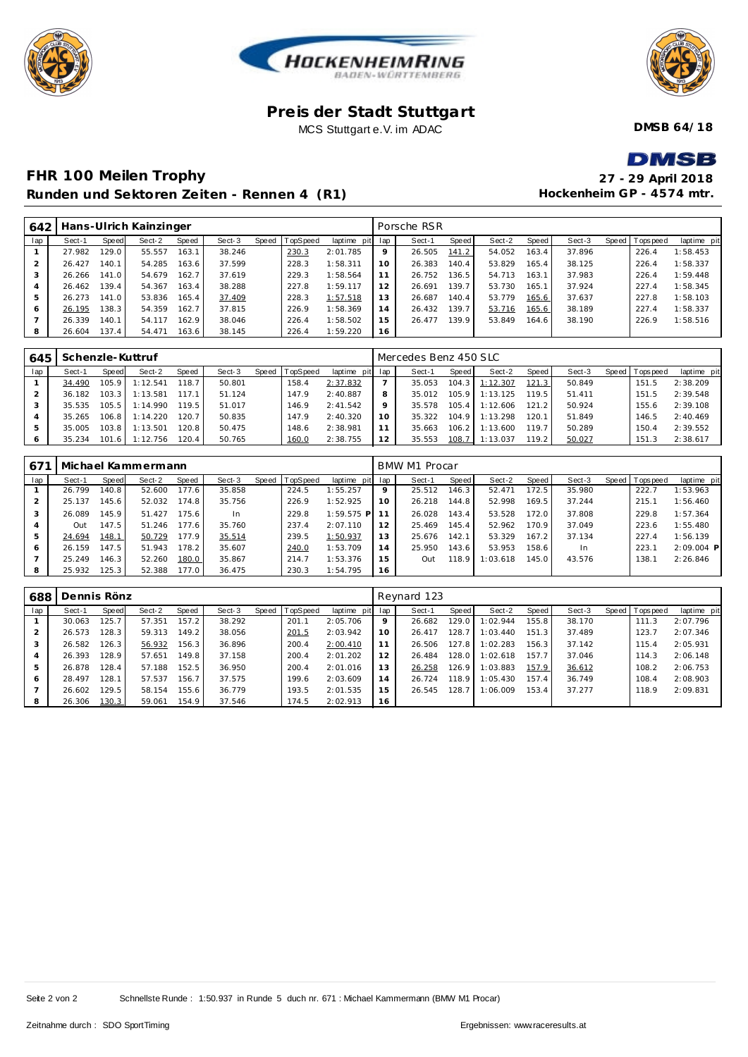# Preis der Stadt Stuttgart

MCS Stuttgart e.V. im ADAC

**DMSB 64/18**

## FHR 100 Meilen Trophy

**Runden und Sektoren Zeiten - Rennen 4 (R1)**

**27 - 29 April 2018**

**Hockenheim GP - 4574 mtr.**

| 642 | Hans-Ulrich Kainzinger | | | | | | | | Porsche RSR | | | | | | | | |
|---|---|---|---|---|---|---|---|---|---|---|---|---|---|---|---|---|---|
| lap | Sect-1 | Speed | Sect-2 | Speed | Sect-3 | Speed | TopSpeed | laptime pit | lap | Sect-1 | Speed | Sect-2 | Speed | Sect-3 | Speed | Topspeed | laptime pit |
| 1 | 27.982 | 129.0 | 55.557 | 163.1 | 38.246 | | 230.3 | 2:01.785 | 9 | 26.505 | 141.2 | 54.052 | 163.4 | 37.896 | | 226.4 | 1:58.453 |
| 2 | 26.427 | 140.1 | 54.285 | 163.6 | 37.599 | | 228.3 | 1:58.311 | 10 | 26.383 | 140.4 | 53.829 | 165.4 | 38.125 | | 226.4 | 1:58.337 |
| 3 | 26.266 | 141.0 | 54.679 | 162.7 | 37.619 | | 229.3 | 1:58.564 | 11 | 26.752 | 136.5 | 54.713 | 163.1 | 37.983 | | 226.4 | 1:59.448 |
| 4 | 26.462 | 139.4 | 54.367 | 163.4 | 38.288 | | 227.8 | 1:59.117 | 12 | 26.691 | 139.7 | 53.730 | 165.1 | 37.924 | | 227.4 | 1:58.345 |
| 5 | 26.273 | 141.0 | 53.836 | 165.4 | 37.409 | | 228.3 | 1:57.518 | 13 | 26.687 | 140.4 | 53.779 | 165.6 | 37.637 | | 227.8 | 1:58.103 |
| 6 | 26.195 | 138.3 | 54.359 | 162.7 | 37.815 | | 226.9 | 1:58.369 | 14 | 26.432 | 139.7 | 53.716 | 165.6 | 38.189 | | 227.4 | 1:58.337 |
| 7 | 26.339 | 140.1 | 54.117 | 162.9 | 38.046 | | 226.4 | 1:58.502 | 15 | 26.477 | 139.9 | 53.849 | 164.6 | 38.190 | | 226.9 | 1:58.516 |
| 8 | 26.604 | 137.4 | 54.471 | 163.6 | 38.145 | | 226.4 | 1:59.220 | 16 | | | | | | | | |

| 645 | Schenzle-Kuttruf | | | | | | | | Mercedes Benz 450 SLC | | | | | | | | |
|---|---|---|---|---|---|---|---|---|---|---|---|---|---|---|---|---|---|
| lap | Sect-1 | Speed | Sect-2 | Speed | Sect-3 | Speed | TopSpeed | laptime pit | lap | Sect-1 | Speed | Sect-2 | Speed | Sect-3 | Speed | Topspeed | laptime pit |
| 1 | 34.490 | 105.9 | 1:12.541 | 118.7 | 50.801 | | 158.4 | 2:37.832 | 7 | 35.053 | 104.3 | 1:12.307 | 121.3 | 50.849 | | 151.5 | 2:38.209 |
| 2 | 36.182 | 103.3 | 1:13.581 | 117.1 | 51.124 | | 147.9 | 2:40.887 | 8 | 35.012 | 105.9 | 1:13.125 | 119.5 | 51.411 | | 151.5 | 2:39.548 |
| 3 | 35.535 | 105.5 | 1:14.990 | 119.5 | 51.017 | | 146.9 | 2:41.542 | 9 | 35.578 | 105.4 | 1:12.606 | 121.2 | 50.924 | | 155.6 | 2:39.108 |
| 4 | 35.265 | 106.8 | 1:14.220 | 120.7 | 50.835 | | 147.9 | 2:40.320 | 10 | 35.322 | 104.9 | 1:13.298 | 120.1 | 51.849 | | 146.5 | 2:40.469 |
| 5 | 35.005 | 103.8 | 1:13.501 | 120.8 | 50.475 | | 148.6 | 2:38.981 | 11 | 35.663 | 106.2 | 1:13.600 | 119.7 | 50.289 | | 150.4 | 2:39.552 |
| 6 | 35.234 | 101.6 | 1:12.756 | 120.4 | 50.765 | | 160.0 | 2:38.755 | 12 | 35.553 | 108.7 | 1:13.037 | 119.2 | 50.027 | | 151.3 | 2:38.617 |

| 671 | Michael Kammermann | | | | | | | | BMW M1 Procar | | | | | | | | |
|---|---|---|---|---|---|---|---|---|---|---|---|---|---|---|---|---|---|
| lap | Sect-1 | Speed | Sect-2 | Speed | Sect-3 | Speed | TopSpeed | laptime pit | lap | Sect-1 | Speed | Sect-2 | Speed | Sect-3 | Speed | Topspeed | laptime pit |
| 1 | 26.799 | 140.8 | 52.600 | 177.6 | 35.858 | | 224.5 | 1:55.257 | 9 | 25.512 | 146.3 | 52.471 | 172.5 | 35.980 | | 222.7 | 1:53.963 |
| 2 | 25.137 | 145.6 | 52.032 | 174.8 | 35.756 | | 226.9 | 1:52.925 | 10 | 26.218 | 144.8 | 52.998 | 169.5 | 37.244 | | 215.1 | 1:56.460 |
| 3 | 26.089 | 145.9 | 51.427 | 175.6 | In | | 229.8 | 1:59.575 P | 11 | 26.028 | 143.4 | 53.528 | 172.0 | 37.808 | | 229.8 | 1:57.364 |
| 4 | Out | 147.5 | 51.246 | 177.6 | 35.760 | | 237.4 | 2:07.110 | 12 | 25.469 | 145.4 | 52.962 | 170.9 | 37.049 | | 223.6 | 1:55.480 |
| 5 | 24.694 | 148.1 | 50.729 | 177.9 | 35.514 | | 239.5 | 1:50.937 | 13 | 25.676 | 142.1 | 53.329 | 167.2 | 37.134 | | 227.4 | 1:56.139 |
| 6 | 26.159 | 147.5 | 51.943 | 178.2 | 35.607 | | 240.0 | 1:53.709 | 14 | 25.950 | 143.6 | 53.953 | 158.6 | In | | 223.1 | 2:09.004 P |
| 7 | 25.249 | 146.3 | 52.260 | 180.0 | 35.867 | | 214.7 | 1:53.376 | 15 | Out | 118.9 | 1:03.618 | 145.0 | 43.576 | | 138.1 | 2:26.846 |
| 8 | 25.932 | 125.3 | 52.388 | 177.0 | 36.475 | | 230.3 | 1:54.795 | 16 | | | | | | | | |

| 688 | Dennis Rönz | | | | | | | | Reynard 123 | | | | | | | | |
|---|---|---|---|---|---|---|---|---|---|---|---|---|---|---|---|---|---|
| lap | Sect-1 | Speed | Sect-2 | Speed | Sect-3 | Speed | TopSpeed | laptime pit | lap | Sect-1 | Speed | Sect-2 | Speed | Sect-3 | Speed | Topspeed | laptime pit |
| 1 | 30.063 | 125.7 | 57.351 | 157.2 | 38.292 | | 201.1 | 2:05.706 | 9 | 26.682 | 129.0 | 1:02.944 | 155.8 | 38.170 | | 111.3 | 2:07.796 |
| 2 | 26.573 | 128.3 | 59.313 | 149.2 | 38.056 | | 201.5 | 2:03.942 | 10 | 26.417 | 128.7 | 1:03.440 | 151.3 | 37.489 | | 123.7 | 2:07.346 |
| 3 | 26.582 | 126.3 | 56.932 | 156.3 | 36.896 | | 200.4 | 2:00.410 | 11 | 26.506 | 127.8 | 1:02.283 | 156.3 | 37.142 | | 115.4 | 2:05.931 |
| 4 | 26.393 | 128.9 | 57.651 | 149.8 | 37.158 | | 200.4 | 2:01.202 | 12 | 26.484 | 128.0 | 1:02.618 | 157.7 | 37.046 | | 114.3 | 2:06.148 |
| 5 | 26.878 | 128.4 | 57.188 | 152.5 | 36.950 | | 200.4 | 2:01.016 | 13 | 26.258 | 126.9 | 1:03.883 | 157.9 | 36.612 | | 108.2 | 2:06.753 |
| 6 | 28.497 | 128.1 | 57.537 | 156.7 | 37.575 | | 199.6 | 2:03.609 | 14 | 26.724 | 118.9 | 1:05.430 | 157.4 | 36.749 | | 108.4 | 2:08.903 |
| 7 | 26.602 | 129.5 | 58.154 | 155.6 | 36.779 | | 193.5 | 2:01.535 | 15 | 26.545 | 128.7 | 1:06.009 | 153.4 | 37.277 | | 118.9 | 2:09.831 |
| 8 | 26.306 | 130.3 | 59.061 | 154.9 | 37.546 | | 174.5 | 2:02.913 | 16 | | | | | | | | |

Schnellste Runde : 1:50.937 in Runde 5 duch nr. 671 : Michael Kammermann (BMW M1 Procar)

Zeitnahme durch : SDO SportTiming

Ergebnissen: www.raceresults.at